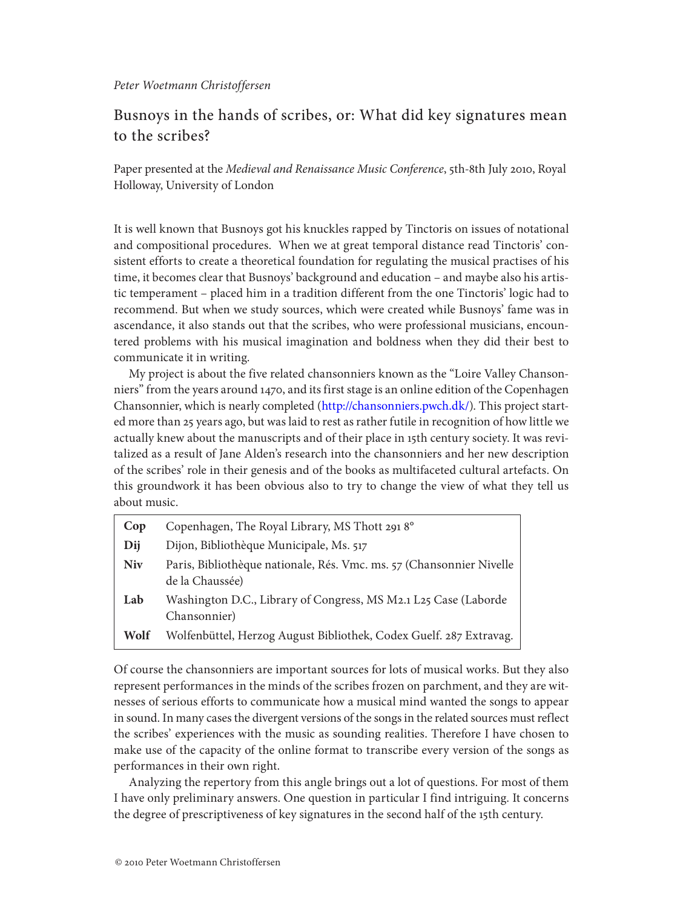*Peter Woetmann Christoffersen*

# Busnoys in the hands of scribes, or: What did key signatures mean to the scribes?

Paper presented at the *Medieval and Renaissance Music Conference*, 5th-8th July 2010, Royal Holloway, University of London

It is well known that Busnoys got his knuckles rapped by Tinctoris on issues of notational and compositional procedures. When we at great temporal distance read Tinctoris' consistent efforts to create a theoretical foundation for regulating the musical practises of his time, it becomes clear that Busnoys' background and education – and maybe also his artistic temperament – placed him in a tradition different from the one Tinctoris' logic had to recommend. But when we study sources, which were created while Busnoys' fame was in ascendance, it also stands out that the scribes, who were professional musicians, encountered problems with his musical imagination and boldness when they did their best to communicate it in writing.

My project is about the five related chansonniers known as the "Loire Valley Chansonniers" from the years around 1470, and its first stage is an online edition of the Copenhagen Chansonnier, which is nearly completed (http://chansonniers.pwch.dk/). This project started more than 25 years ago, but was laid to rest as rather futile in recognition of how little we actually knew about the manuscripts and of their place in 15th century society. It was revitalized as a result of Jane Alden's research into the chansonniers and her new description of the scribes' role in their genesis and of the books as multifaceted cultural artefacts. On this groundwork it has been obvious also to try to change the view of what they tell us about music.

| | |
|---|---|
| **Cop** | Copenhagen, The Royal Library, MS Thott 291 8° |
| **Dij** | Dijon, Bibliothèque Municipale, Ms. 517 |
| **Niv** | Paris, Bibliothèque nationale, Rés. Vmc. ms. 57 (Chansonnier Nivelle de la Chaussée) |
| **Lab** | Washington D.C., Library of Congress, MS M2.1 L25 Case (Laborde Chansonnier) |
| **Wolf** | Wolfenbüttel, Herzog August Bibliothek, Codex Guelf. 287 Extravag. |

Of course the chansonniers are important sources for lots of musical works. But they also represent performances in the minds of the scribes frozen on parchment, and they are witnesses of serious efforts to communicate how a musical mind wanted the songs to appear in sound. In many cases the divergent versions of the songs in the related sources must reflect the scribes' experiences with the music as sounding realities. Therefore I have chosen to make use of the capacity of the online format to transcribe every version of the songs as performances in their own right.

Analyzing the repertory from this angle brings out a lot of questions. For most of them I have only preliminary answers. One question in particular I find intriguing. It concerns the degree of prescriptiveness of key signatures in the second half of the 15th century.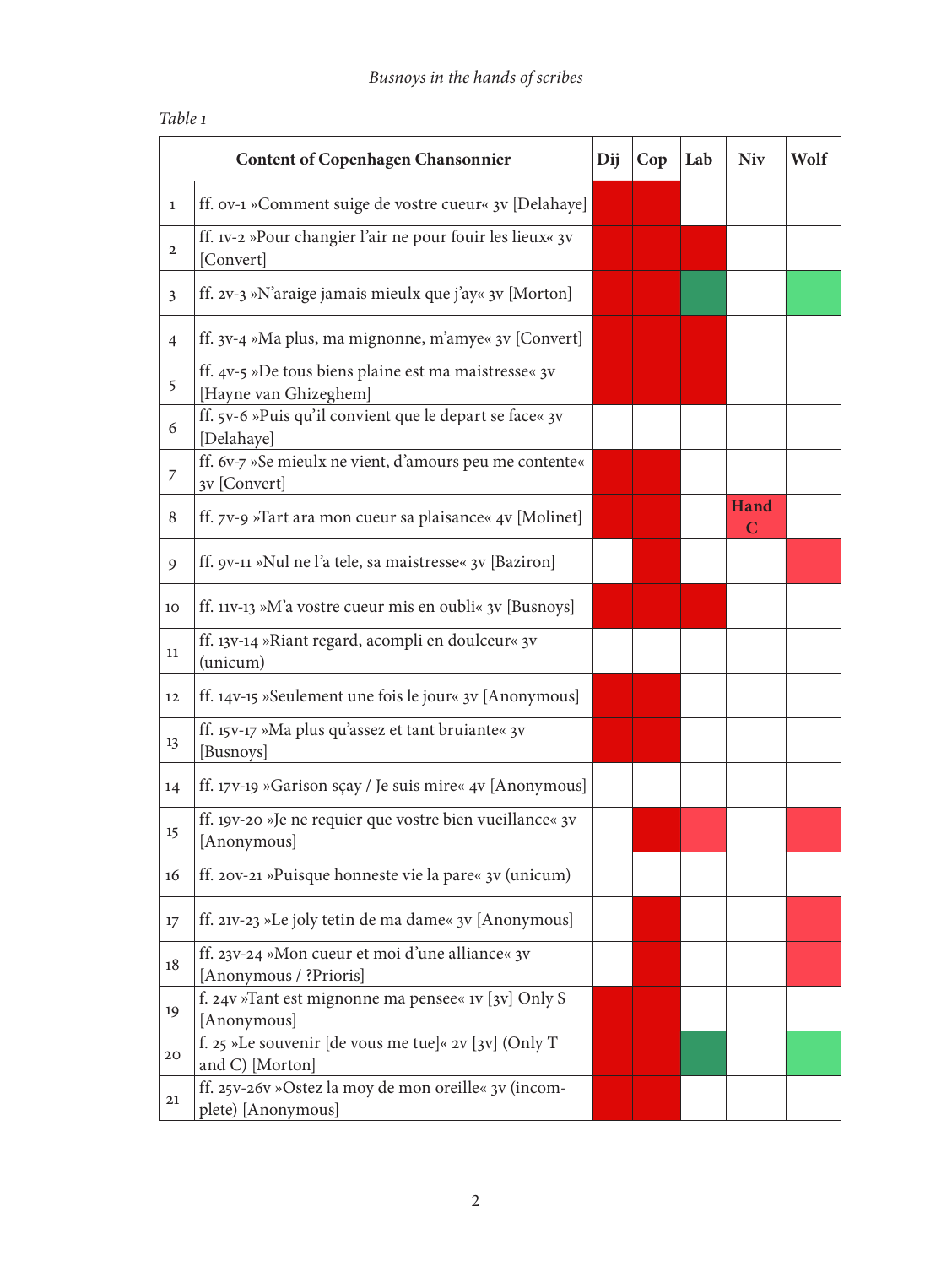*Table 1*

| | Content of Copenhagen Chansonnier | Dij | Cop | Lab | Niv | Wolf |
|---|---|---|---|---|---|---|
| 1 | ff. 0v-1 »Comment suige de vostre cueur« 3v [Delahaye] | | | | | |
| 2 | ff. 1v-2 »Pour changier l'air ne pour fouir les lieux« 3v [Convert] | | | | | |
| 3 | ff. 2v-3 »N'araige jamais mieulx que j'ay« 3v [Morton] | | | | | |
| 4 | ff. 3v-4 »Ma plus, ma mignonne, m'amye« 3v [Convert] | | | | | |
| 5 | ff. 4v-5 »De tous biens plaine est ma maistresse« 3v [Hayne van Ghizeghem] | | | | | |
| 6 | ff. 5v-6 »Puis qu'il convient que le depart se face« 3v [Delahaye] | | | | | |
| 7 | ff. 6v-7 »Se mieulx ne vient, d'amours peu me contente« 3v [Convert] | | | | | |
| 8 | ff. 7v-9 »Tart ara mon cueur sa plaisance« 4v [Molinet] | | | | **Hand C** | |
| 9 | ff. 9v-11 »Nul ne l'a tele, sa maistresse« 3v [Baziron] | | | | | |
| 10 | ff. 11v-13 »M'a vostre cueur mis en oubli« 3v [Busnoys] | | | | | |
| 11 | ff. 13v-14 »Riant regard, acompli en doulceur« 3v (unicum) | | | | | |
| 12 | ff. 14v-15 »Seulement une fois le jour« 3v [Anonymous] | | | | | |
| 13 | ff. 15v-17 »Ma plus qu'assez et tant bruiante« 3v [Busnoys] | | | | | |
| 14 | ff. 17v-19 »Garison sçay / Je suis mire« 4v [Anonymous] | | | | | |
| 15 | ff. 19v-20 »Je ne requier que vostre bien vueillance« 3v [Anonymous] | | | | | |
| 16 | ff. 20v-21 »Puisque honneste vie la pare« 3v (unicum) | | | | | |
| 17 | ff. 21v-23 »Le joly tetin de ma dame« 3v [Anonymous] | | | | | |
| 18 | ff. 23v-24 »Mon cueur et moi d'une alliance« 3v [Anonymous / ?Prioris] | | | | | |
| 19 | f. 24v »Tant est mignonne ma pensee« 1v [3v] Only S [Anonymous] | | | | | |
| 20 | f. 25 »Le souvenir [de vous me tue]« 2v [3v] (Only T and C) [Morton] | | | | | |
| 21 | ff. 25v-26v »Ostez la moy de mon oreille« 3v (incomplete) [Anonymous] | | | | | |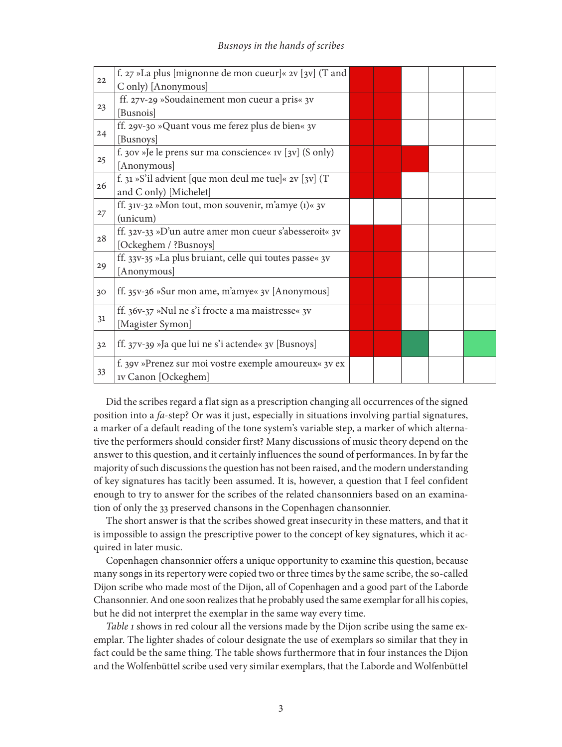| | | | | | | |
|---|---|---|---|---|---|---|
| 22 | f. 27 »La plus [mignonne de mon cueur]« 2v [3v] (T and C only) [Anonymous] | | | | | |
| 23 | ff. 27v-29 »Soudainement mon cueur a pris« 3v [Busnois] | | | | | |
| 24 | ff. 29v-30 »Quant vous me ferez plus de bien« 3v [Busnoys] | | | | | |
| 25 | f. 30v »Je le prens sur ma conscience« 1v [3v] (S only) [Anonymous] | | | | | |
| 26 | f. 31 »S'il advient [que mon deul me tue]« 2v [3v] (T and C only) [Michelet] | | | | | |
| 27 | ff. 31v-32 »Mon tout, mon souvenir, m'amye (1)« 3v (unicum) | | | | | |
| 28 | ff. 32v-33 »D'un autre amer mon cueur s'abesseroit« 3v [Ockeghem / ?Busnoys] | | | | | |
| 29 | ff. 33v-35 »La plus bruiant, celle qui toutes passe« 3v [Anonymous] | | | | | |
| 30 | ff. 35v-36 »Sur mon ame, m'amye« 3v [Anonymous] | | | | | |
| 31 | ff. 36v-37 »Nul ne s'i frocte a ma maistresse« 3v [Magister Symon] | | | | | |
| 32 | ff. 37v-39 »Ja que lui ne s'i actende« 3v [Busnoys] | | | | | |
| 33 | f. 39v »Prenez sur moi vostre exemple amoureux« 3v ex 1v Canon [Ockeghem] | | | | | |

Did the scribes regard a flat sign as a prescription changing all occurrences of the signed position into a *fa*-step? Or was it just, especially in situations involving partial signatures, a marker of a default reading of the tone system's variable step, a marker of which alternative the performers should consider first? Many discussions of music theory depend on the answer to this question, and it certainly influences the sound of performances. In by far the majority of such discussions the question has not been raised, and the modern understanding of key signatures has tacitly been assumed. It is, however, a question that I feel confident enough to try to answer for the scribes of the related chansonniers based on an examination of only the 33 preserved chansons in the Copenhagen chansonnier.

The short answer is that the scribes showed great insecurity in these matters, and that it is impossible to assign the prescriptive power to the concept of key signatures, which it acquired in later music.

Copenhagen chansonnier offers a unique opportunity to examine this question, because many songs in its repertory were copied two or three times by the same scribe, the so-called Dijon scribe who made most of the Dijon, all of Copenhagen and a good part of the Laborde Chansonnier. And one soon realizes that he probably used the same exemplar for all his copies, but he did not interpret the exemplar in the same way every time.

*Table 1* shows in red colour all the versions made by the Dijon scribe using the same exemplar. The lighter shades of colour designate the use of exemplars so similar that they in fact could be the same thing. The table shows furthermore that in four instances the Dijon and the Wolfenbüttel scribe used very similar exemplars, that the Laborde and Wolfenbüttel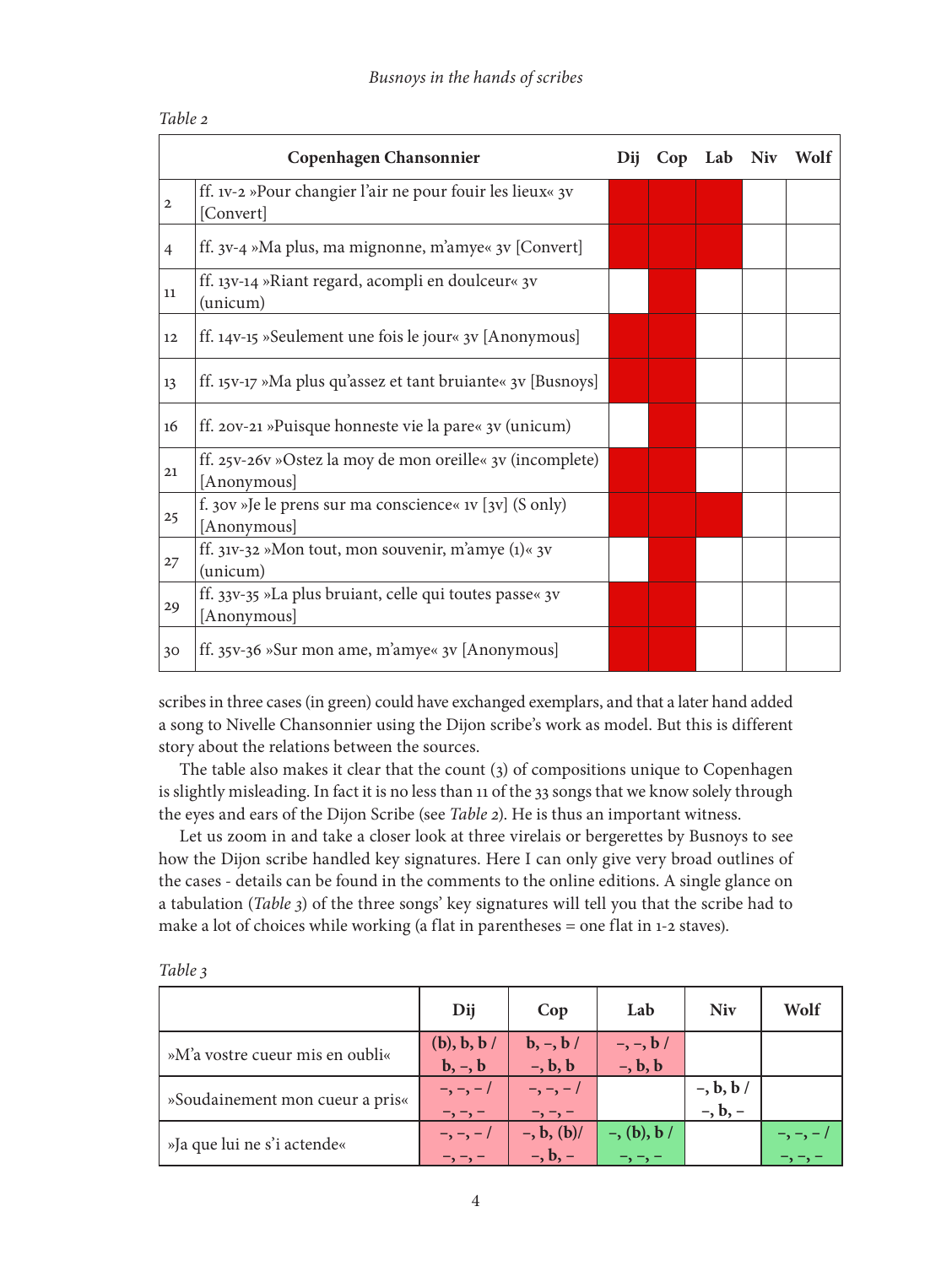*Table 2*

| | Copenhagen Chansonnier | Dij | Cop | Lab | Niv | Wolf |
|---|---|---|---|---|---|---|
| 2 | ff. 1v-2 »Pour changier l'air ne pour fouir les lieux« 3v [Convert] | ■ | ■ | ■ | | |
| 4 | ff. 3v-4 »Ma plus, ma mignonne, m'amye« 3v [Convert] | ■ | ■ | ■ | | |
| 11 | ff. 13v-14 »Riant regard, acompli en doulceur« 3v (unicum) | | ■ | | | |
| 12 | ff. 14v-15 »Seulement une fois le jour« 3v [Anonymous] | ■ | ■ | | | |
| 13 | ff. 15v-17 »Ma plus qu'assez et tant bruiante« 3v [Busnoys] | ■ | ■ | | | |
| 16 | ff. 20v-21 »Puisque honneste vie la pare« 3v (unicum) | | ■ | | | |
| 21 | ff. 25v-26v »Ostez la moy de mon oreille« 3v (incomplete) [Anonymous] | ■ | ■ | | | |
| 25 | f. 30v »Je le prens sur ma conscience« 1v [3v] (S only) [Anonymous] | ■ | ■ | ■ | | |
| 27 | ff. 31v-32 »Mon tout, mon souvenir, m'amye (1)« 3v (unicum) | | ■ | | | |
| 29 | ff. 33v-35 »La plus bruiant, celle qui toutes passe« 3v [Anonymous] | ■ | ■ | | | |
| 30 | ff. 35v-36 »Sur mon ame, m'amye« 3v [Anonymous] | ■ | ■ | | | |

scribes in three cases (in green) could have exchanged exemplars, and that a later hand added a song to Nivelle Chansonnier using the Dijon scribe's work as model. But this is different story about the relations between the sources.

The table also makes it clear that the count (3) of compositions unique to Copenhagen is slightly misleading. In fact it is no less than 11 of the 33 songs that we know solely through the eyes and ears of the Dijon Scribe (see *Table 2*). He is thus an important witness.

Let us zoom in and take a closer look at three virelais or bergerettes by Busnoys to see how the Dijon scribe handled key signatures. Here I can only give very broad outlines of the cases - details can be found in the comments to the online editions. A single glance on a tabulation (*Table 3*) of the three songs' key signatures will tell you that the scribe had to make a lot of choices while working (a flat in parentheses = one flat in 1-2 staves).

*Table 3*

| | Dij | Cop | Lab | Niv | Wolf |
|---|---|---|---|---|---|
| »M'a vostre cueur mis en oubli« | **(b), b, b / b, –, b** | **b, –, b / –, b, b** | **–, –, b / –, b, b** | | |
| »Soudainement mon cueur a pris« | –, –, – / –, –, – | –, –, – / –, –, – | | **–, b, b / –, b, –** | |
| »Ja que lui ne s'i actende« | –, –, – / –, –, – | **–, b, (b)/ –, b, –** | **–, (b), b /** –, –, – | | –, –, – / –, –, – |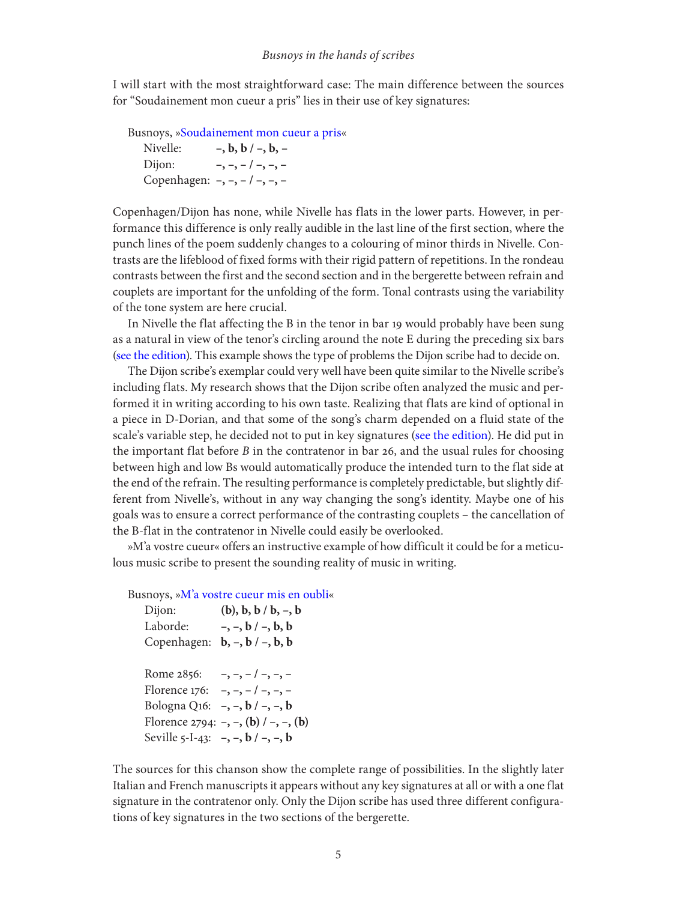I will start with the most straightforward case: The main difference between the sources for "Soudainement mon cueur a pris" lies in their use of key signatures:

Busnoys, »Soudainement mon cueur a pris«
Nivelle: **–, b, b / –, b, –**
Dijon: **–, –, – / –, –, –**
Copenhagen: **–, –, – / –, –, –**

Copenhagen/Dijon has none, while Nivelle has flats in the lower parts. However, in performance this difference is only really audible in the last line of the first section, where the punch lines of the poem suddenly changes to a colouring of minor thirds in Nivelle. Contrasts are the lifeblood of fixed forms with their rigid pattern of repetitions. In the rondeau contrasts between the first and the second section and in the bergerette between refrain and couplets are important for the unfolding of the form. Tonal contrasts using the variability of the tone system are here crucial.

In Nivelle the flat affecting the B in the tenor in bar 19 would probably have been sung as a natural in view of the tenor's circling around the note E during the preceding six bars (see the edition). This example shows the type of problems the Dijon scribe had to decide on.

The Dijon scribe's exemplar could very well have been quite similar to the Nivelle scribe's including flats. My research shows that the Dijon scribe often analyzed the music and performed it in writing according to his own taste. Realizing that flats are kind of optional in a piece in D-Dorian, and that some of the song's charm depended on a fluid state of the scale's variable step, he decided not to put in key signatures (see the edition). He did put in the important flat before *B* in the contratenor in bar 26, and the usual rules for choosing between high and low Bs would automatically produce the intended turn to the flat side at the end of the refrain. The resulting performance is completely predictable, but slightly different from Nivelle's, without in any way changing the song's identity. Maybe one of his goals was to ensure a correct performance of the contrasting couplets – the cancellation of the B-flat in the contratenor in Nivelle could easily be overlooked.

»M'a vostre cueur« offers an instructive example of how difficult it could be for a meticulous music scribe to present the sounding reality of music in writing.

Busnoys, »M'a vostre cueur mis en oubli«
Dijon: **(b), b, b / b, –, b**
Laborde: **–, –, b / –, b, b**
Copenhagen: **b, –, b / –, b, b**

Rome 2856: **–, –, – / –, –, –**
Florence 176: **–, –, – / –, –, –**
Bologna Q16: **–, –, b / –, –, b**
Florence 2794: **–, –, (b) / –, –, (b)**
Seville 5-I-43: **–, –, b / –, –, b**

The sources for this chanson show the complete range of possibilities. In the slightly later Italian and French manuscripts it appears without any key signatures at all or with a one flat signature in the contratenor only. Only the Dijon scribe has used three different configurations of key signatures in the two sections of the bergerette.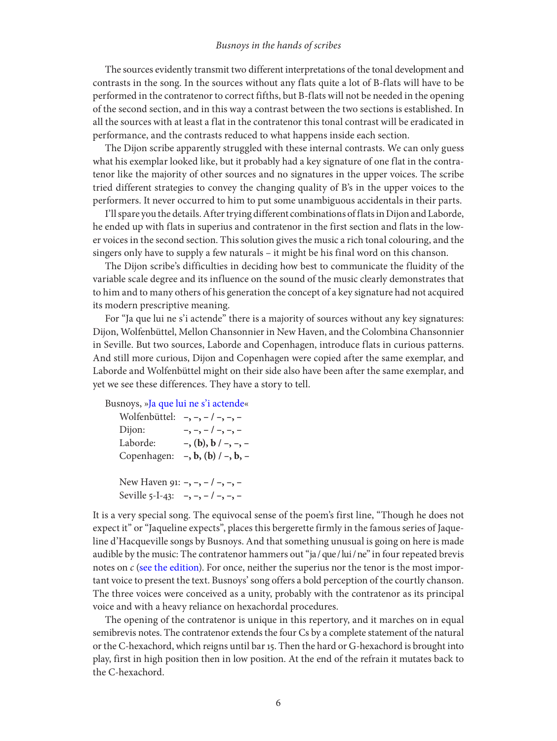The sources evidently transmit two different interpretations of the tonal development and contrasts in the song. In the sources without any flats quite a lot of B-flats will have to be performed in the contratenor to correct fifths, but B-flats will not be needed in the opening of the second section, and in this way a contrast between the two sections is established. In all the sources with at least a flat in the contratenor this tonal contrast will be eradicated in performance, and the contrasts reduced to what happens inside each section.

The Dijon scribe apparently struggled with these internal contrasts. We can only guess what his exemplar looked like, but it probably had a key signature of one flat in the contratenor like the majority of other sources and no signatures in the upper voices. The scribe tried different strategies to convey the changing quality of B's in the upper voices to the performers. It never occurred to him to put some unambiguous accidentals in their parts.

I'll spare you the details. After trying different combinations of flats in Dijon and Laborde, he ended up with flats in superius and contratenor in the first section and flats in the lower voices in the second section. This solution gives the music a rich tonal colouring, and the singers only have to supply a few naturals – it might be his final word on this chanson.

The Dijon scribe's difficulties in deciding how best to communicate the fluidity of the variable scale degree and its influence on the sound of the music clearly demonstrates that to him and to many others of his generation the concept of a key signature had not acquired its modern prescriptive meaning.

For "Ja que lui ne s'i actende" there is a majority of sources without any key signatures: Dijon, Wolfenbüttel, Mellon Chansonnier in New Haven, and the Colombina Chansonnier in Seville. But two sources, Laborde and Copenhagen, introduce flats in curious patterns. And still more curious, Dijon and Copenhagen were copied after the same exemplar, and Laborde and Wolfenbüttel might on their side also have been after the same exemplar, and yet we see these differences. They have a story to tell.

Busnoys, »Ja que lui ne s'i actende«

| | |
|---|---|
| Wolfenbüttel: | –, –, – / –, –, – |
| Dijon: | –, –, – / –, –, – |
| Laborde: | **–, (b), b / –, –, –** |
| Copenhagen: | **–, b, (b) / –, b, –** |
| | |
| New Haven 91: | –, –, – / –, –, – |
| Seville 5-I-43: | –, –, – / –, –, – |

It is a very special song. The equivocal sense of the poem's first line, "Though he does not expect it" or "Jaqueline expects", places this bergerette firmly in the famous series of Jaqueline d'Hacqueville songs by Busnoys. And that something unusual is going on here is made audible by the music: The contratenor hammers out "ja / que / lui / ne" in four repeated brevis notes on *c* (see the edition). For once, neither the superius nor the tenor is the most important voice to present the text. Busnoys' song offers a bold perception of the courtly chanson. The three voices were conceived as a unity, probably with the contratenor as its principal voice and with a heavy reliance on hexachordal procedures.

The opening of the contratenor is unique in this repertory, and it marches on in equal semibrevis notes. The contratenor extends the four Cs by a complete statement of the natural or the C-hexachord, which reigns until bar 15. Then the hard or G-hexachord is brought into play, first in high position then in low position. At the end of the refrain it mutates back to the C-hexachord.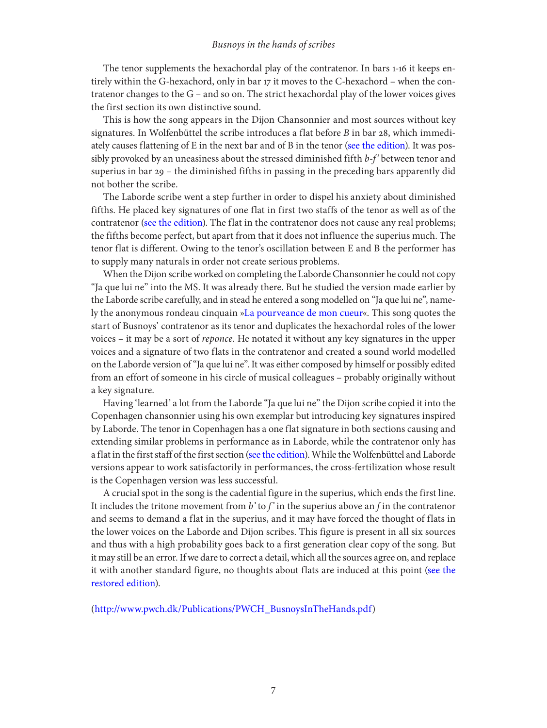The tenor supplements the hexachordal play of the contratenor. In bars 1-16 it keeps entirely within the G-hexachord, only in bar 17 it moves to the C-hexachord – when the contratenor changes to the G – and so on. The strict hexachordal play of the lower voices gives the first section its own distinctive sound.

This is how the song appears in the Dijon Chansonnier and most sources without key signatures. In Wolfenbüttel the scribe introduces a flat before *B* in bar 28, which immediately causes flattening of E in the next bar and of B in the tenor (see the edition). It was possibly provoked by an uneasiness about the stressed diminished fifth *b-f'* between tenor and superius in bar 29 – the diminished fifths in passing in the preceding bars apparently did not bother the scribe.

The Laborde scribe went a step further in order to dispel his anxiety about diminished fifths. He placed key signatures of one flat in first two staffs of the tenor as well as of the contratenor (see the edition). The flat in the contratenor does not cause any real problems; the fifths become perfect, but apart from that it does not influence the superius much. The tenor flat is different. Owing to the tenor's oscillation between E and B the performer has to supply many naturals in order not create serious problems.

When the Dijon scribe worked on completing the Laborde Chansonnier he could not copy "Ja que lui ne" into the MS. It was already there. But he studied the version made earlier by the Laborde scribe carefully, and in stead he entered a song modelled on "Ja que lui ne", namely the anonymous rondeau cinquain »La pourveance de mon cueur«. This song quotes the start of Busnoys' contratenor as its tenor and duplicates the hexachordal roles of the lower voices – it may be a sort of *reponce*. He notated it without any key signatures in the upper voices and a signature of two flats in the contratenor and created a sound world modelled on the Laborde version of "Ja que lui ne". It was either composed by himself or possibly edited from an effort of someone in his circle of musical colleagues – probably originally without a key signature.

Having 'learned' a lot from the Laborde "Ja que lui ne" the Dijon scribe copied it into the Copenhagen chansonnier using his own exemplar but introducing key signatures inspired by Laborde. The tenor in Copenhagen has a one flat signature in both sections causing and extending similar problems in performance as in Laborde, while the contratenor only has a flat in the first staff of the first section (see the edition). While the Wolfenbüttel and Laborde versions appear to work satisfactorily in performances, the cross-fertilization whose result is the Copenhagen version was less successful.

A crucial spot in the song is the cadential figure in the superius, which ends the first line. It includes the tritone movement from *b'* to *f'* in the superius above an *f* in the contratenor and seems to demand a flat in the superius, and it may have forced the thought of flats in the lower voices on the Laborde and Dijon scribes. This figure is present in all six sources and thus with a high probability goes back to a first generation clear copy of the song. But it may still be an error. If we dare to correct a detail, which all the sources agree on, and replace it with another standard figure, no thoughts about flats are induced at this point (see the restored edition).

(http://www.pwch.dk/Publications/PWCH_BusnoysInTheHands.pdf)